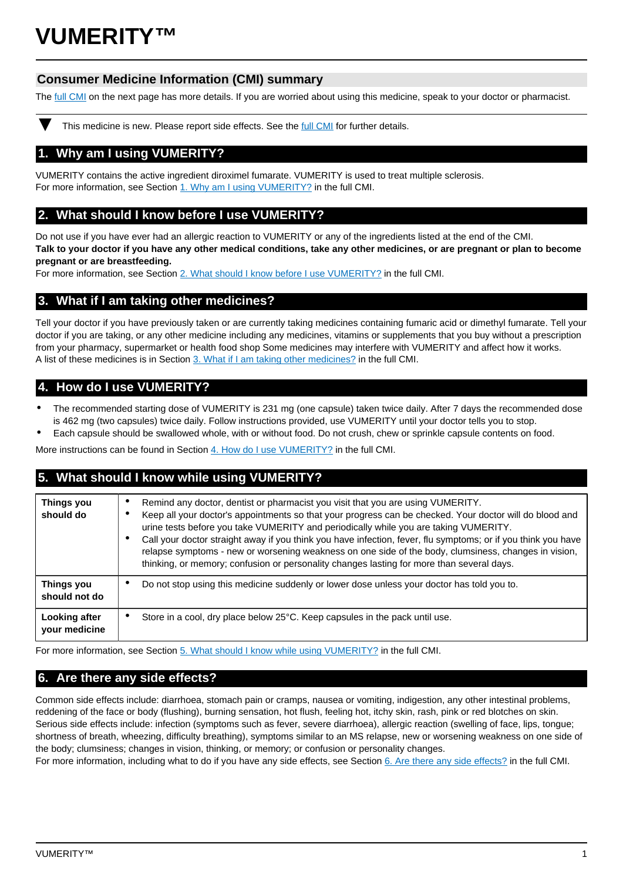# VUMERITY™

## Consumer Medicine Information (CMI) summary

The full CMI on the next page has more details. If you are worried about using this medicine, speak to your doctor or pharmacist.

▼ This medicine is new. Please report side effects. See the full CMI for further details.

## 1. Why am I using VUMERITY?

VUMERITY contains the active ingredient diroximel fumarate. VUMERITY is used to treat multiple sclerosis.
For more information, see Section 1. Why am I using VUMERITY? in the full CMI.

## 2. What should I know before I use VUMERITY?

Do not use if you have ever had an allergic reaction to VUMERITY or any of the ingredients listed at the end of the CMI.
**Talk to your doctor if you have any other medical conditions, take any other medicines, or are pregnant or plan to become pregnant or are breastfeeding.**
For more information, see Section 2. What should I know before I use VUMERITY? in the full CMI.

## 3. What if I am taking other medicines?

Tell your doctor if you have previously taken or are currently taking medicines containing fumaric acid or dimethyl fumarate. Tell your doctor if you are taking, or any other medicine including any medicines, vitamins or supplements that you buy without a prescription from your pharmacy, supermarket or health food shop Some medicines may interfere with VUMERITY and affect how it works.
A list of these medicines is in Section 3. What if I am taking other medicines? in the full CMI.

## 4. How do I use VUMERITY?

- The recommended starting dose of VUMERITY is 231 mg (one capsule) taken twice daily. After 7 days the recommended dose is 462 mg (two capsules) twice daily. Follow instructions provided, use VUMERITY until your doctor tells you to stop.
- Each capsule should be swallowed whole, with or without food. Do not crush, chew or sprinkle capsule contents on food.

More instructions can be found in Section 4. How do I use VUMERITY? in the full CMI.

## 5. What should I know while using VUMERITY?

| | |
|---|---|
| **Things you should do** | • Remind any doctor, dentist or pharmacist you visit that you are using VUMERITY.<br>• Keep all your doctor's appointments so that your progress can be checked. Your doctor will do blood and urine tests before you take VUMERITY and periodically while you are taking VUMERITY.<br>• Call your doctor straight away if you think you have infection, fever, flu symptoms; or if you think you have relapse symptoms - new or worsening weakness on one side of the body, clumsiness, changes in vision, thinking, or memory; confusion or personality changes lasting for more than several days. |
| **Things you should not do** | • Do not stop using this medicine suddenly or lower dose unless your doctor has told you to. |
| **Looking after your medicine** | • Store in a cool, dry place below 25°C. Keep capsules in the pack until use. |

For more information, see Section 5. What should I know while using VUMERITY? in the full CMI.

## 6. Are there any side effects?

Common side effects include: diarrhoea, stomach pain or cramps, nausea or vomiting, indigestion, any other intestinal problems, reddening of the face or body (flushing), burning sensation, hot flush, feeling hot, itchy skin, rash, pink or red blotches on skin.
Serious side effects include: infection (symptoms such as fever, severe diarrhoea), allergic reaction (swelling of face, lips, tongue; shortness of breath, wheezing, difficulty breathing), symptoms similar to an MS relapse, new or worsening weakness on one side of the body; clumsiness; changes in vision, thinking, or memory; or confusion or personality changes.
For more information, including what to do if you have any side effects, see Section 6. Are there any side effects? in the full CMI.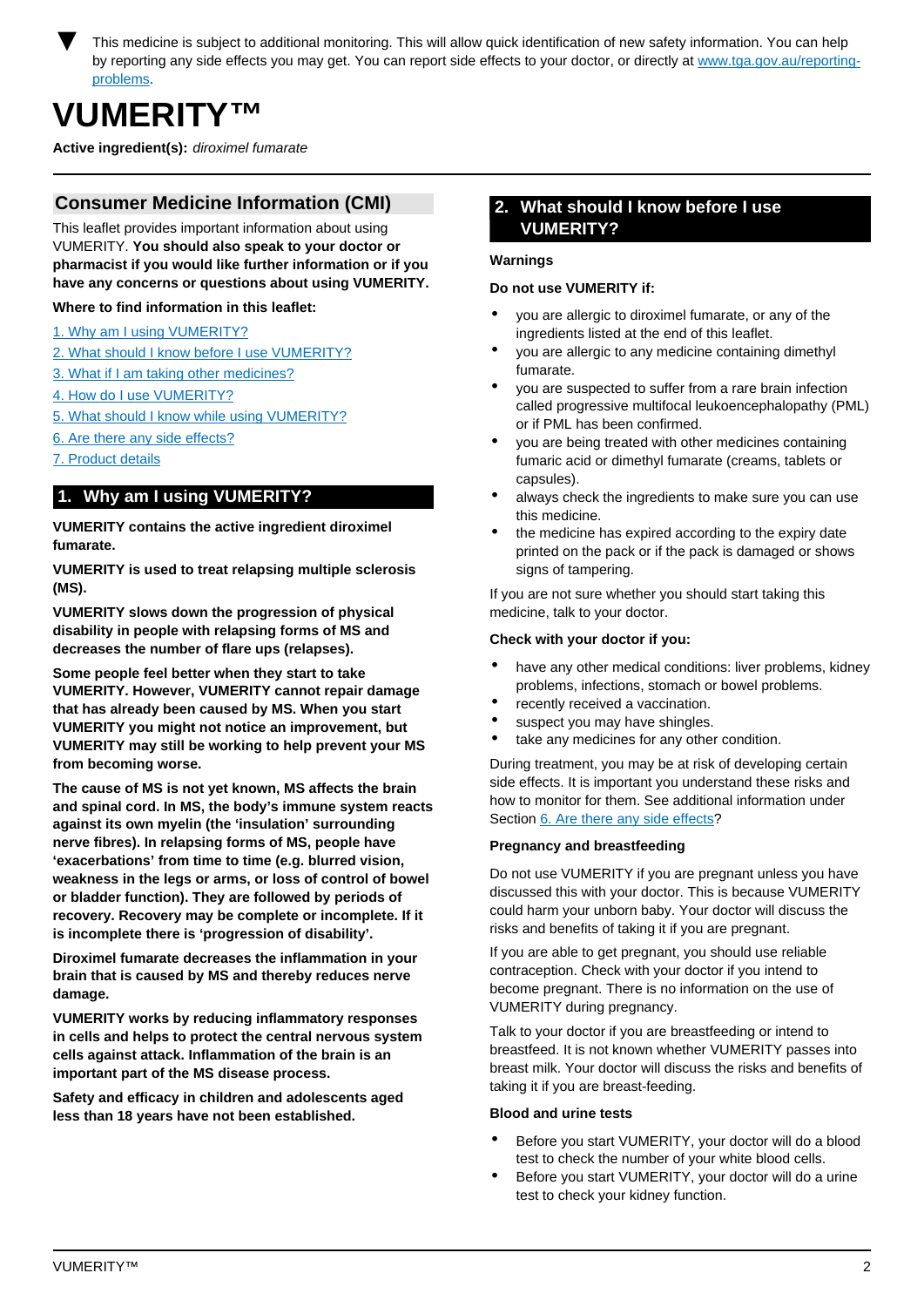▼ This medicine is subject to additional monitoring. This will allow quick identification of new safety information. You can help by reporting any side effects you may get. You can report side effects to your doctor, or directly at [www.tga.gov.au/reporting-problems](http://www.tga.gov.au/reporting-problems).

# VUMERITY™

**Active ingredient(s):** *diroximel fumarate*

## Consumer Medicine Information (CMI)

This leaflet provides important information about using VUMERITY. **You should also speak to your doctor or pharmacist if you would like further information or if you have any concerns or questions about using VUMERITY.**

**Where to find information in this leaflet:**

1. Why am I using VUMERITY?
2. What should I know before I use VUMERITY?
3. What if I am taking other medicines?
4. How do I use VUMERITY?
5. What should I know while using VUMERITY?
6. Are there any side effects?
7. Product details

## 1. Why am I using VUMERITY?

**VUMERITY contains the active ingredient diroximel fumarate.**

**VUMERITY is used to treat relapsing multiple sclerosis (MS).**

**VUMERITY slows down the progression of physical disability in people with relapsing forms of MS and decreases the number of flare ups (relapses).**

**Some people feel better when they start to take VUMERITY. However, VUMERITY cannot repair damage that has already been caused by MS. When you start VUMERITY you might not notice an improvement, but VUMERITY may still be working to help prevent your MS from becoming worse.**

**The cause of MS is not yet known, MS affects the brain and spinal cord. In MS, the body's immune system reacts against its own myelin (the 'insulation' surrounding nerve fibres). In relapsing forms of MS, people have 'exacerbations' from time to time (e.g. blurred vision, weakness in the legs or arms, or loss of control of bowel or bladder function). They are followed by periods of recovery. Recovery may be complete or incomplete. If it is incomplete there is 'progression of disability'.**

**Diroximel fumarate decreases the inflammation in your brain that is caused by MS and thereby reduces nerve damage.**

**VUMERITY works by reducing inflammatory responses in cells and helps to protect the central nervous system cells against attack. Inflammation of the brain is an important part of the MS disease process.**

**Safety and efficacy in children and adolescents aged less than 18 years have not been established.**

## 2. What should I know before I use VUMERITY?

**Warnings**

**Do not use VUMERITY if:**

- you are allergic to diroximel fumarate, or any of the ingredients listed at the end of this leaflet.
- you are allergic to any medicine containing dimethyl fumarate.
- you are suspected to suffer from a rare brain infection called progressive multifocal leukoencephalopathy (PML) or if PML has been confirmed.
- you are being treated with other medicines containing fumaric acid or dimethyl fumarate (creams, tablets or capsules).
- always check the ingredients to make sure you can use this medicine.
- the medicine has expired according to the expiry date printed on the pack or if the pack is damaged or shows signs of tampering.

If you are not sure whether you should start taking this medicine, talk to your doctor.

**Check with your doctor if you:**

- have any other medical conditions: liver problems, kidney problems, infections, stomach or bowel problems.
- recently received a vaccination.
- suspect you may have shingles.
- take any medicines for any other condition.

During treatment, you may be at risk of developing certain side effects. It is important you understand these risks and how to monitor for them. See additional information under Section 6. Are there any side effects?

**Pregnancy and breastfeeding**

Do not use VUMERITY if you are pregnant unless you have discussed this with your doctor. This is because VUMERITY could harm your unborn baby. Your doctor will discuss the risks and benefits of taking it if you are pregnant.

If you are able to get pregnant, you should use reliable contraception. Check with your doctor if you intend to become pregnant. There is no information on the use of VUMERITY during pregnancy.

Talk to your doctor if you are breastfeeding or intend to breastfeed. It is not known whether VUMERITY passes into breast milk. Your doctor will discuss the risks and benefits of taking it if you are breast-feeding.

**Blood and urine tests**

- Before you start VUMERITY, your doctor will do a blood test to check the number of your white blood cells.
- Before you start VUMERITY, your doctor will do a urine test to check your kidney function.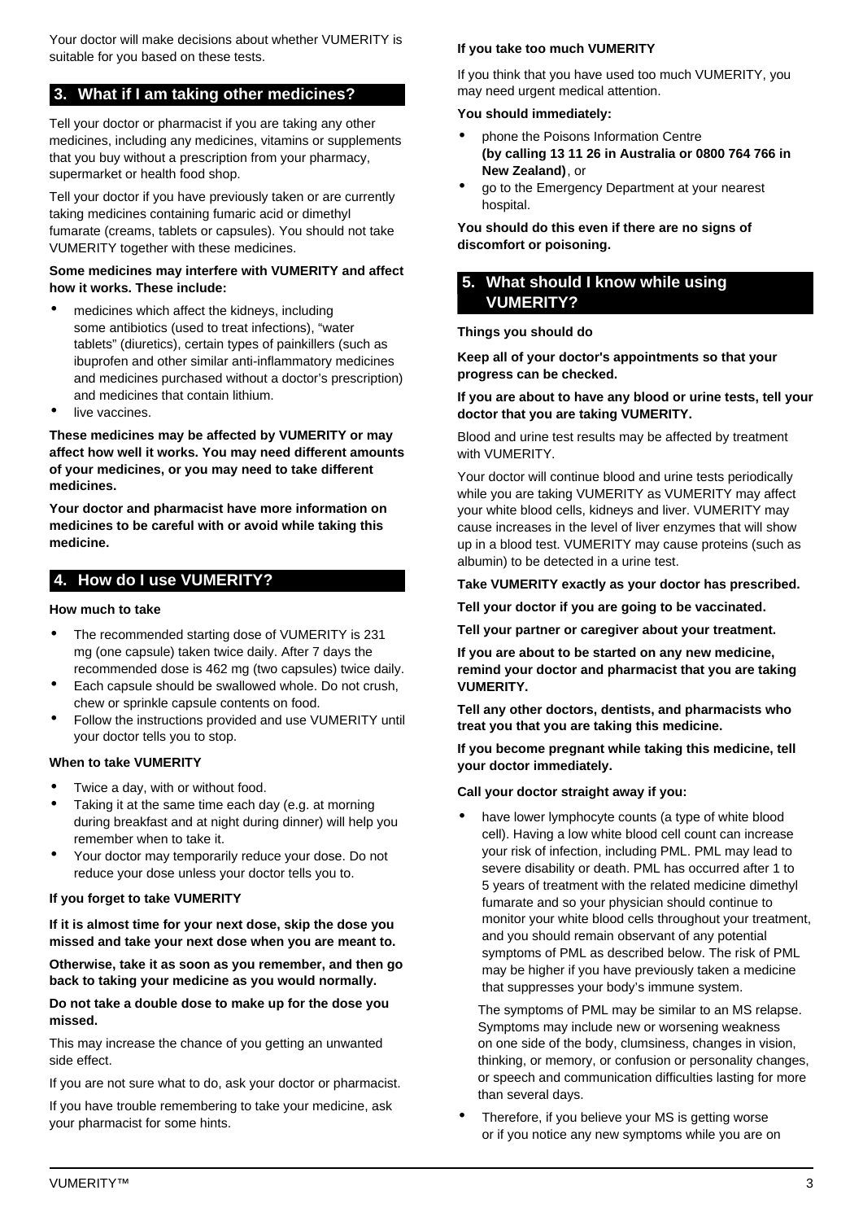Your doctor will make decisions about whether VUMERITY is suitable for you based on these tests.

## 3. What if I am taking other medicines?

Tell your doctor or pharmacist if you are taking any other medicines, including any medicines, vitamins or supplements that you buy without a prescription from your pharmacy, supermarket or health food shop.

Tell your doctor if you have previously taken or are currently taking medicines containing fumaric acid or dimethyl fumarate (creams, tablets or capsules). You should not take VUMERITY together with these medicines.

**Some medicines may interfere with VUMERITY and affect how it works. These include:**

- medicines which affect the kidneys, including some antibiotics (used to treat infections), "water tablets" (diuretics), certain types of painkillers (such as ibuprofen and other similar anti-inflammatory medicines and medicines purchased without a doctor's prescription) and medicines that contain lithium.
- live vaccines.

**These medicines may be affected by VUMERITY or may affect how well it works. You may need different amounts of your medicines, or you may need to take different medicines.**

**Your doctor and pharmacist have more information on medicines to be careful with or avoid while taking this medicine.**

## 4. How do I use VUMERITY?

**How much to take**

- The recommended starting dose of VUMERITY is 231 mg (one capsule) taken twice daily. After 7 days the recommended dose is 462 mg (two capsules) twice daily.
- Each capsule should be swallowed whole. Do not crush, chew or sprinkle capsule contents on food.
- Follow the instructions provided and use VUMERITY until your doctor tells you to stop.

**When to take VUMERITY**

- Twice a day, with or without food.
- Taking it at the same time each day (e.g. at morning during breakfast and at night during dinner) will help you remember when to take it.
- Your doctor may temporarily reduce your dose. Do not reduce your dose unless your doctor tells you to.

**If you forget to take VUMERITY**

**If it is almost time for your next dose, skip the dose you missed and take your next dose when you are meant to.**

**Otherwise, take it as soon as you remember, and then go back to taking your medicine as you would normally.**

**Do not take a double dose to make up for the dose you missed.**

This may increase the chance of you getting an unwanted side effect.

If you are not sure what to do, ask your doctor or pharmacist.

If you have trouble remembering to take your medicine, ask your pharmacist for some hints.

**If you take too much VUMERITY**

If you think that you have used too much VUMERITY, you may need urgent medical attention.

**You should immediately:**

- phone the Poisons Information Centre **(by calling 13 11 26 in Australia or 0800 764 766 in New Zealand)**, or
- go to the Emergency Department at your nearest hospital.

**You should do this even if there are no signs of discomfort or poisoning.**

## 5. What should I know while using VUMERITY?

**Things you should do**

**Keep all of your doctor's appointments so that your progress can be checked.**

**If you are about to have any blood or urine tests, tell your doctor that you are taking VUMERITY.**

Blood and urine test results may be affected by treatment with VUMERITY.

Your doctor will continue blood and urine tests periodically while you are taking VUMERITY as VUMERITY may affect your white blood cells, kidneys and liver. VUMERITY may cause increases in the level of liver enzymes that will show up in a blood test. VUMERITY may cause proteins (such as albumin) to be detected in a urine test.

**Take VUMERITY exactly as your doctor has prescribed.**

**Tell your doctor if you are going to be vaccinated.**

**Tell your partner or caregiver about your treatment.**

**If you are about to be started on any new medicine, remind your doctor and pharmacist that you are taking VUMERITY.**

**Tell any other doctors, dentists, and pharmacists who treat you that you are taking this medicine.**

**If you become pregnant while taking this medicine, tell your doctor immediately.**

**Call your doctor straight away if you:**

- have lower lymphocyte counts (a type of white blood cell). Having a low white blood cell count can increase your risk of infection, including PML. PML may lead to severe disability or death. PML has occurred after 1 to 5 years of treatment with the related medicine dimethyl fumarate and so your physician should continue to monitor your white blood cells throughout your treatment, and you should remain observant of any potential symptoms of PML as described below. The risk of PML may be higher if you have previously taken a medicine that suppresses your body's immune system.

  The symptoms of PML may be similar to an MS relapse. Symptoms may include new or worsening weakness on one side of the body, clumsiness, changes in vision, thinking, or memory, or confusion or personality changes, or speech and communication difficulties lasting for more than several days.

- Therefore, if you believe your MS is getting worse or if you notice any new symptoms while you are on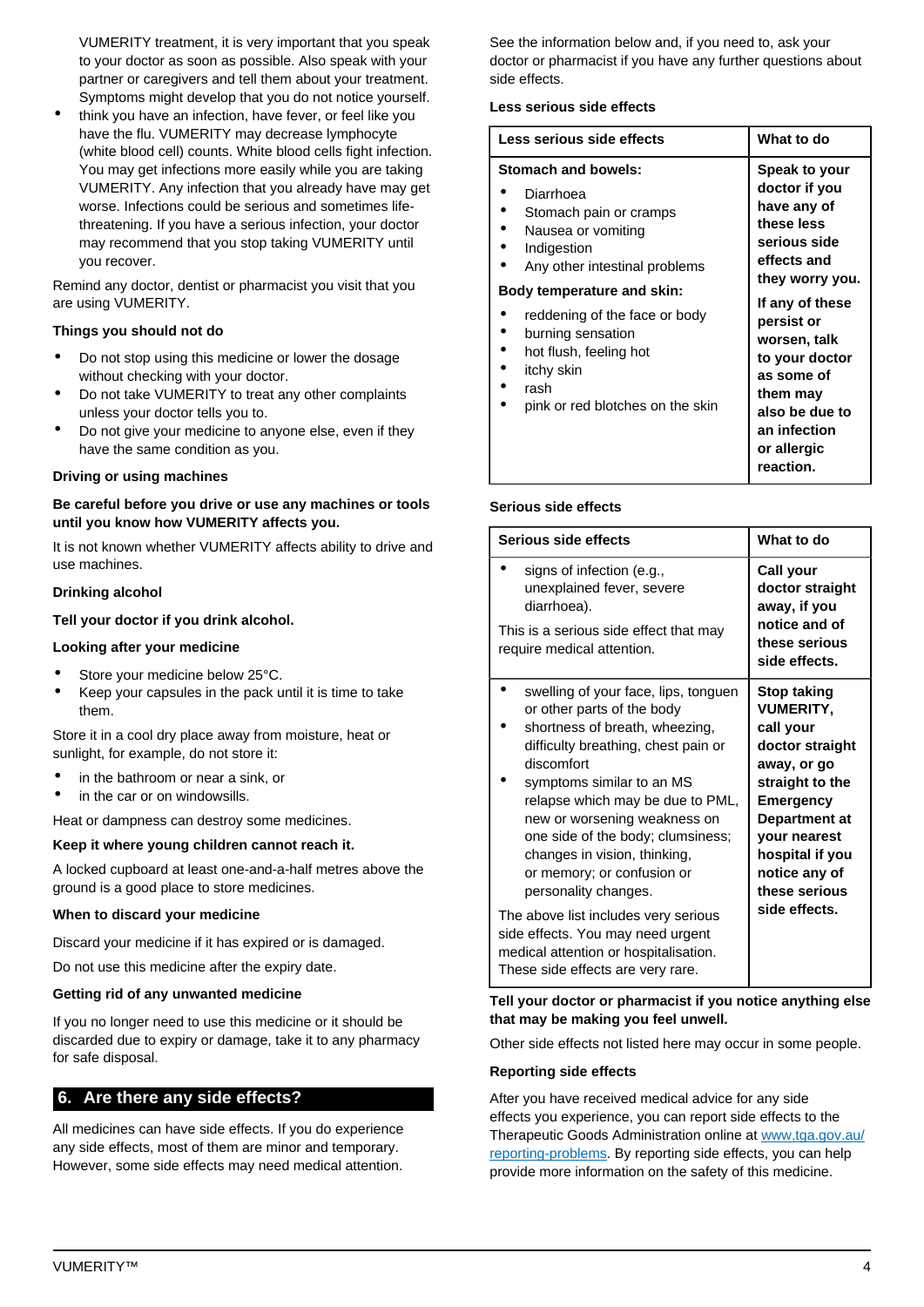VUMERITY treatment, it is very important that you speak to your doctor as soon as possible. Also speak with your partner or caregivers and tell them about your treatment. Symptoms might develop that you do not notice yourself.

- think you have an infection, have fever, or feel like you have the flu. VUMERITY may decrease lymphocyte (white blood cell) counts. White blood cells fight infection. You may get infections more easily while you are taking VUMERITY. Any infection that you already have may get worse. Infections could be serious and sometimes life-threatening. If you have a serious infection, your doctor may recommend that you stop taking VUMERITY until you recover.

Remind any doctor, dentist or pharmacist you visit that you are using VUMERITY.

### Things you should not do

- Do not stop using this medicine or lower the dosage without checking with your doctor.
- Do not take VUMERITY to treat any other complaints unless your doctor tells you to.
- Do not give your medicine to anyone else, even if they have the same condition as you.

### Driving or using machines

**Be careful before you drive or use any machines or tools until you know how VUMERITY affects you.**

It is not known whether VUMERITY affects ability to drive and use machines.

### Drinking alcohol

**Tell your doctor if you drink alcohol.**

### Looking after your medicine

- Store your medicine below 25°C.
- Keep your capsules in the pack until it is time to take them.

Store it in a cool dry place away from moisture, heat or sunlight, for example, do not store it:

- in the bathroom or near a sink, or
- in the car or on windowsills.

Heat or dampness can destroy some medicines.

**Keep it where young children cannot reach it.**

A locked cupboard at least one-and-a-half metres above the ground is a good place to store medicines.

### When to discard your medicine

Discard your medicine if it has expired or is damaged.

Do not use this medicine after the expiry date.

### Getting rid of any unwanted medicine

If you no longer need to use this medicine or it should be discarded due to expiry or damage, take it to any pharmacy for safe disposal.

## 6. Are there any side effects?

All medicines can have side effects. If you do experience any side effects, most of them are minor and temporary. However, some side effects may need medical attention.

See the information below and, if you need to, ask your doctor or pharmacist if you have any further questions about side effects.

### Less serious side effects

| Less serious side effects | What to do |
|---|---|
| **Stomach and bowels:**<br>• Diarrhoea<br>• Stomach pain or cramps<br>• Nausea or vomiting<br>• Indigestion<br>• Any other intestinal problems<br>**Body temperature and skin:**<br>• reddening of the face or body<br>• burning sensation<br>• hot flush, feeling hot<br>• itchy skin<br>• rash<br>• pink or red blotches on the skin | **Speak to your doctor if you have any of these less serious side effects and they worry you.**<br>**If any of these persist or worsen, talk to your doctor as some of them may also be due to an infection or allergic reaction.** |

### Serious side effects

| Serious side effects | What to do |
|---|---|
| • signs of infection (e.g., unexplained fever, severe diarrhoea).<br>This is a serious side effect that may require medical attention. | **Call your doctor straight away, if you notice and of these serious side effects.** |
| • swelling of your face, lips, tonguen or other parts of the body<br>• shortness of breath, wheezing, difficulty breathing, chest pain or discomfort<br>• symptoms similar to an MS relapse which may be due to PML, new or worsening weakness on one side of the body; clumsiness; changes in vision, thinking, or memory; or confusion or personality changes.<br>The above list includes very serious side effects. You may need urgent medical attention or hospitalisation. These side effects are very rare. | **Stop taking VUMERITY, call your doctor straight away, or go straight to the Emergency Department at your nearest hospital if you notice any of these serious side effects.** |

**Tell your doctor or pharmacist if you notice anything else that may be making you feel unwell.**

Other side effects not listed here may occur in some people.

### Reporting side effects

After you have received medical advice for any side effects you experience, you can report side effects to the Therapeutic Goods Administration online at [www.tga.gov.au/reporting-problems](http://www.tga.gov.au/reporting-problems). By reporting side effects, you can help provide more information on the safety of this medicine.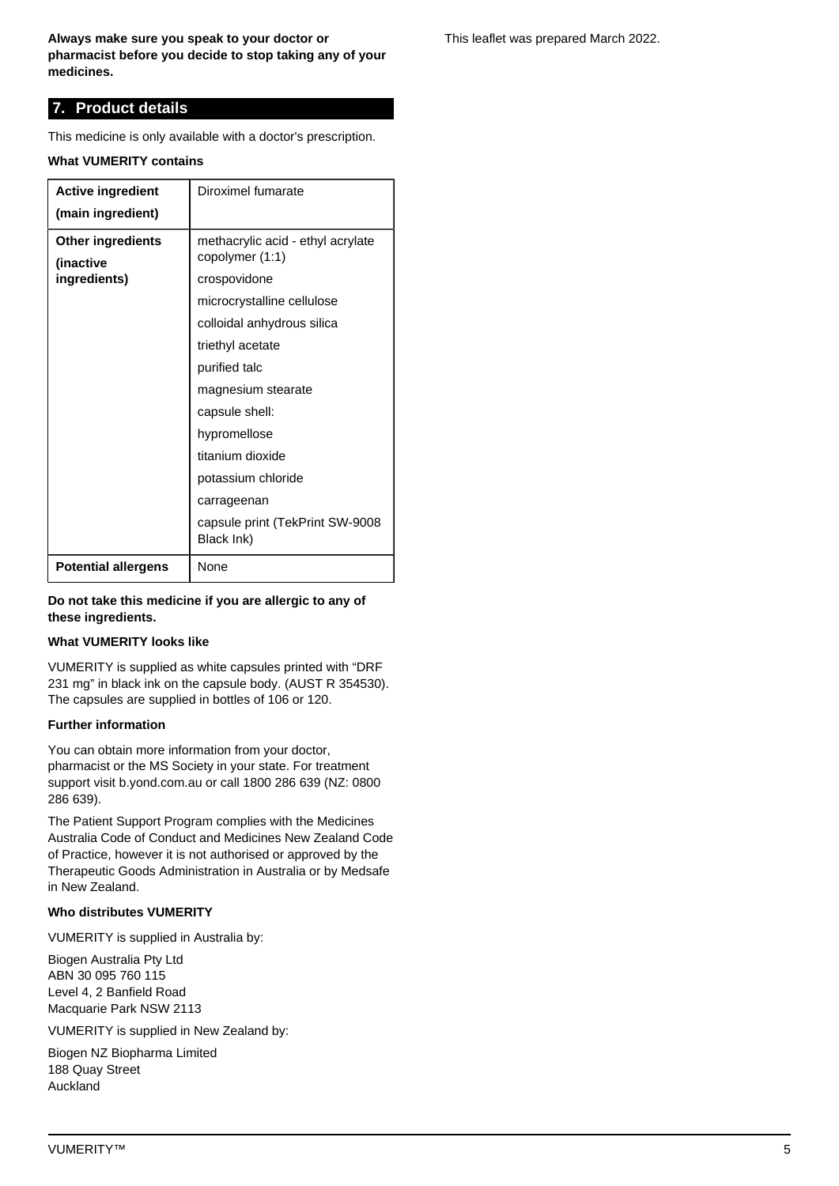**Always make sure you speak to your doctor or pharmacist before you decide to stop taking any of your medicines.**

## 7. Product details

This medicine is only available with a doctor's prescription.

**What VUMERITY contains**

| | |
|---|---|
| **Active ingredient (main ingredient)** | Diroximel fumarate |
| **Other ingredients (inactive ingredients)** | methacrylic acid - ethyl acrylate copolymer (1:1)<br>crospovidone<br>microcrystalline cellulose<br>colloidal anhydrous silica<br>triethyl acetate<br>purified talc<br>magnesium stearate<br>capsule shell:<br>hypromellose<br>titanium dioxide<br>potassium chloride<br>carrageenan<br>capsule print (TekPrint SW-9008 Black Ink) |
| **Potential allergens** | None |

**Do not take this medicine if you are allergic to any of these ingredients.**

**What VUMERITY looks like**

VUMERITY is supplied as white capsules printed with "DRF 231 mg" in black ink on the capsule body. (AUST R 354530). The capsules are supplied in bottles of 106 or 120.

**Further information**

You can obtain more information from your doctor, pharmacist or the MS Society in your state. For treatment support visit b.yond.com.au or call 1800 286 639 (NZ: 0800 286 639).

The Patient Support Program complies with the Medicines Australia Code of Conduct and Medicines New Zealand Code of Practice, however it is not authorised or approved by the Therapeutic Goods Administration in Australia or by Medsafe in New Zealand.

**Who distributes VUMERITY**

VUMERITY is supplied in Australia by:

Biogen Australia Pty Ltd
ABN 30 095 760 115
Level 4, 2 Banfield Road
Macquarie Park NSW 2113

VUMERITY is supplied in New Zealand by:

Biogen NZ Biopharma Limited
188 Quay Street
Auckland

This leaflet was prepared March 2022.